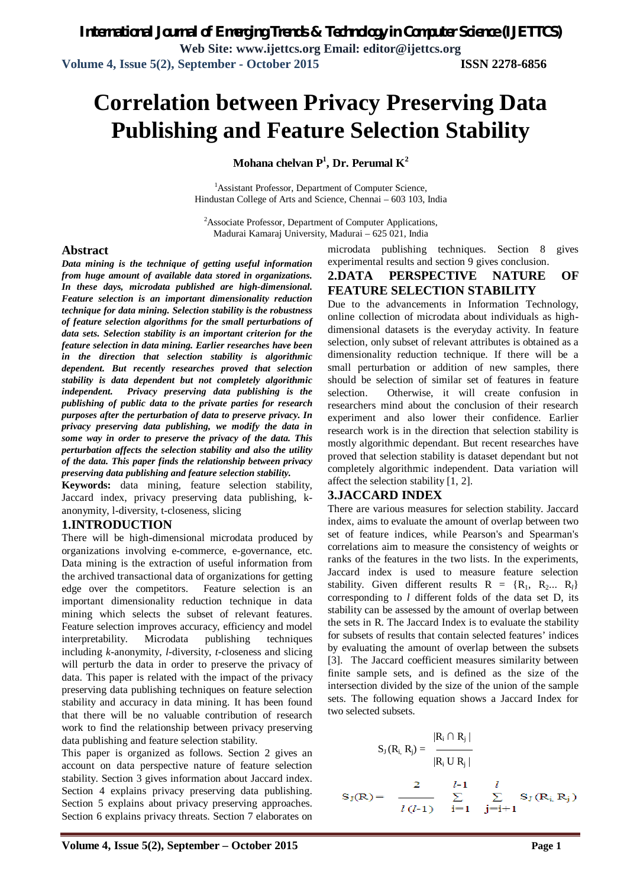# Correlation between Privacy Preserving Data Publishing and Feature Selection Stability

**Mohana chelvan P[1], Dr. Perumal K[2]**

[1]Assistant Professor, Department of Computer Science, Hindustan College of Arts and Science, Chennai – 603 103, India

[2]Associate Professor, Department of Computer Applications, Madurai Kamaraj University, Madurai – 625 021, India

## Abstract

***Data mining is the technique of getting useful information from huge amount of available data stored in organizations. In these days, microdata published are high-dimensional. Feature selection is an important dimensionality reduction technique for data mining. Selection stability is the robustness of feature selection algorithms for the small perturbations of data sets. Selection stability is an important criterion for the feature selection in data mining. Earlier researches have been in the direction that selection stability is algorithmic dependent. But recently researches proved that selection stability is data dependent but not completely algorithmic independent. Privacy preserving data publishing is the publishing of public data to the private parties for research purposes after the perturbation of data to preserve privacy. In privacy preserving data publishing, we modify the data in some way in order to preserve the privacy of the data. This perturbation affects the selection stability and also the utility of the data. This paper finds the relationship between privacy preserving data publishing and feature selection stability.***

**Keywords:** data mining, feature selection stability, Jaccard index, privacy preserving data publishing, k-anonymity, l-diversity, t-closeness, slicing

## 1.INTRODUCTION

There will be high-dimensional microdata produced by organizations involving e-commerce, e-governance, etc. Data mining is the extraction of useful information from the archived transactional data of organizations for getting edge over the competitors. Feature selection is an important dimensionality reduction technique in data mining which selects the subset of relevant features. Feature selection improves accuracy, efficiency and model interpretability. Microdata publishing techniques including *k*-anonymity, *l*-diversity, *t*-closeness and slicing will perturb the data in order to preserve the privacy of data. This paper is related with the impact of the privacy preserving data publishing techniques on feature selection stability and accuracy in data mining. It has been found that there will be no valuable contribution of research work to find the relationship between privacy preserving data publishing and feature selection stability.

This paper is organized as follows. Section 2 gives an account on data perspective nature of feature selection stability. Section 3 gives information about Jaccard index. Section 4 explains privacy preserving data publishing. Section 5 explains about privacy preserving approaches. Section 6 explains privacy threats. Section 7 elaborates on microdata publishing techniques. Section 8 gives experimental results and section 9 gives conclusion.

## 2.DATA PERSPECTIVE NATURE OF FEATURE SELECTION STABILITY

Due to the advancements in Information Technology, online collection of microdata about individuals as high-dimensional datasets is the everyday activity. In feature selection, only subset of relevant attributes is obtained as a dimensionality reduction technique. If there will be a small perturbation or addition of new samples, there should be selection of similar set of features in feature selection. Otherwise, it will create confusion in researchers mind about the conclusion of their research experiment and also lower their confidence. Earlier research work is in the direction that selection stability is mostly algorithmic dependant. But recent researches have proved that selection stability is dataset dependant but not completely algorithmic independent. Data variation will affect the selection stability [1, 2].

## 3.JACCARD INDEX

There are various measures for selection stability. Jaccard index, aims to evaluate the amount of overlap between two set of feature indices, while Pearson's and Spearman's correlations aim to measure the consistency of weights or ranks of the features in the two lists. In the experiments, Jaccard index is used to measure feature selection stability. Given different results $R = \{R_1, R_2 ... R_l\}$ corresponding to $l$ different folds of the data set D, its stability can be assessed by the amount of overlap between the sets in R. The Jaccard Index is to evaluate the stability for subsets of results that contain selected features' indices by evaluating the amount of overlap between the subsets [3]. The Jaccard coefficient measures similarity between finite sample sets, and is defined as the size of the intersection divided by the size of the union of the sample sets. The following equation shows a Jaccard Index for two selected subsets.

$$S_J(R_i, R_j) = \frac{|R_i \cap R_j|}{|R_i \cup R_j|}$$

$$S_J(R) = \frac{2}{l(l-1)} \sum_{i=1}^{l-1} \sum_{j=i+1}^{l} S_J(R_i, R_j)$$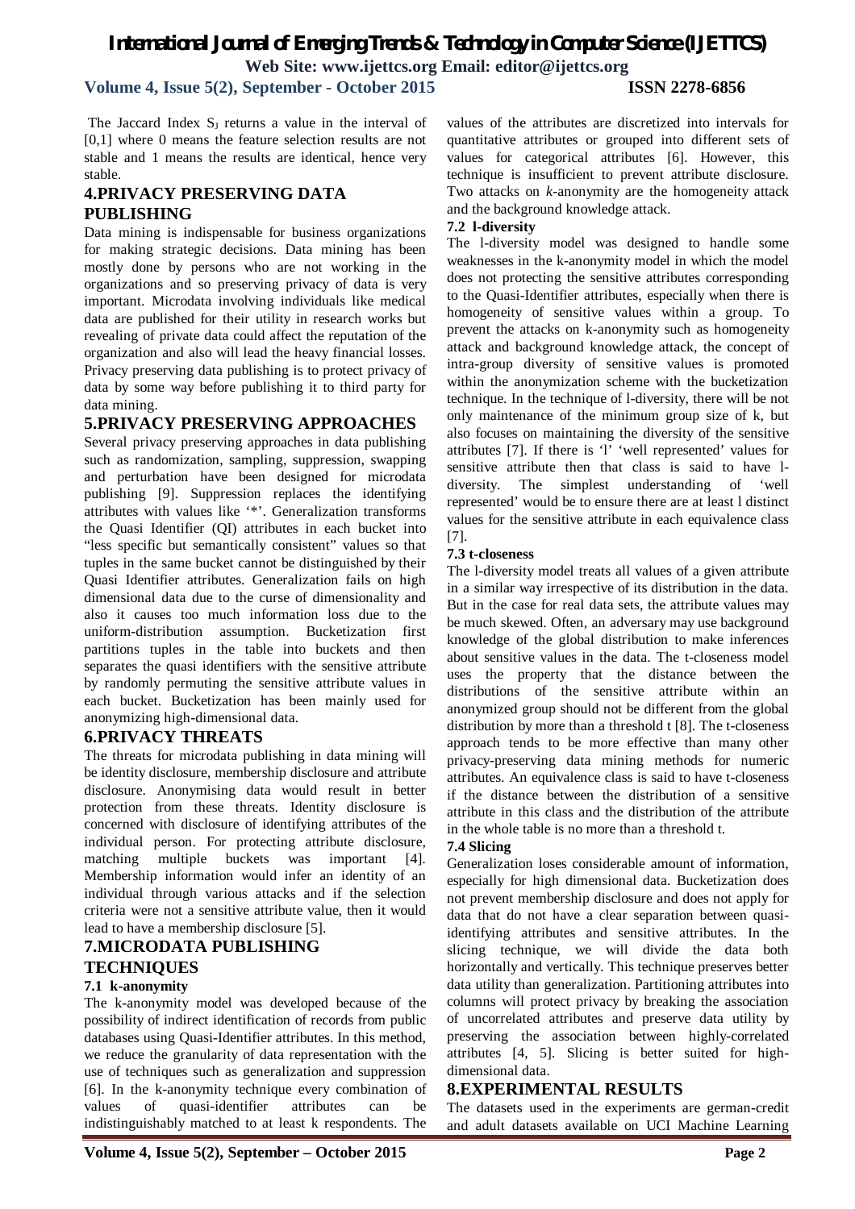The Jaccard Index $S_J$ returns a value in the interval of [0,1] where 0 means the feature selection results are not stable and 1 means the results are identical, hence very stable.

## 4.PRIVACY PRESERVING DATA PUBLISHING

Data mining is indispensable for business organizations for making strategic decisions. Data mining has been mostly done by persons who are not working in the organizations and so preserving privacy of data is very important. Microdata involving individuals like medical data are published for their utility in research works but revealing of private data could affect the reputation of the organization and also will lead the heavy financial losses. Privacy preserving data publishing is to protect privacy of data by some way before publishing it to third party for data mining.

## 5.PRIVACY PRESERVING APPROACHES

Several privacy preserving approaches in data publishing such as randomization, sampling, suppression, swapping and perturbation have been designed for microdata publishing [9]. Suppression replaces the identifying attributes with values like '*'. Generalization transforms the Quasi Identifier (QI) attributes in each bucket into "less specific but semantically consistent" values so that tuples in the same bucket cannot be distinguished by their Quasi Identifier attributes. Generalization fails on high dimensional data due to the curse of dimensionality and also it causes too much information loss due to the uniform-distribution assumption. Bucketization first partitions tuples in the table into buckets and then separates the quasi identifiers with the sensitive attribute by randomly permuting the sensitive attribute values in each bucket. Bucketization has been mainly used for anonymizing high-dimensional data.

## 6.PRIVACY THREATS

The threats for microdata publishing in data mining will be identity disclosure, membership disclosure and attribute disclosure. Anonymising data would result in better protection from these threats. Identity disclosure is concerned with disclosure of identifying attributes of the individual person. For protecting attribute disclosure, matching multiple buckets was important [4]. Membership information would infer an identity of an individual through various attacks and if the selection criteria were not a sensitive attribute value, then it would lead to have a membership disclosure [5].

## 7.MICRODATA PUBLISHING TECHNIQUES

### 7.1 k-anonymity

The k-anonymity model was developed because of the possibility of indirect identification of records from public databases using Quasi-Identifier attributes. In this method, we reduce the granularity of data representation with the use of techniques such as generalization and suppression [6]. In the k-anonymity technique every combination of values of quasi-identifier attributes can be indistinguishably matched to at least k respondents. The values of the attributes are discretized into intervals for quantitative attributes or grouped into different sets of values for categorical attributes [6]. However, this technique is insufficient to prevent attribute disclosure. Two attacks on *k*-anonymity are the homogeneity attack and the background knowledge attack.

### 7.2 l-diversity

The l-diversity model was designed to handle some weaknesses in the k-anonymity model in which the model does not protecting the sensitive attributes corresponding to the Quasi-Identifier attributes, especially when there is homogeneity of sensitive values within a group. To prevent the attacks on k-anonymity such as homogeneity attack and background knowledge attack, the concept of intra-group diversity of sensitive values is promoted within the anonymization scheme with the bucketization technique. In the technique of l-diversity, there will be not only maintenance of the minimum group size of k, but also focuses on maintaining the diversity of the sensitive attributes [7]. If there is 'l' 'well represented' values for sensitive attribute then that class is said to have l-diversity. The simplest understanding of 'well represented' would be to ensure there are at least l distinct values for the sensitive attribute in each equivalence class [7].

### 7.3 t-closeness

The l-diversity model treats all values of a given attribute in a similar way irrespective of its distribution in the data. But in the case for real data sets, the attribute values may be much skewed. Often, an adversary may use background knowledge of the global distribution to make inferences about sensitive values in the data. The t-closeness model uses the property that the distance between the distributions of the sensitive attribute within an anonymized group should not be different from the global distribution by more than a threshold t [8]. The t-closeness approach tends to be more effective than many other privacy-preserving data mining methods for numeric attributes. An equivalence class is said to have t-closeness if the distance between the distribution of a sensitive attribute in this class and the distribution of the attribute in the whole table is no more than a threshold t.

### 7.4 Slicing

Generalization loses considerable amount of information, especially for high dimensional data. Bucketization does not prevent membership disclosure and does not apply for data that do not have a clear separation between quasi-identifying attributes and sensitive attributes. In the slicing technique, we will divide the data both horizontally and vertically. This technique preserves better data utility than generalization. Partitioning attributes into columns will protect privacy by breaking the association of uncorrelated attributes and preserve data utility by preserving the association between highly-correlated attributes [4, 5]. Slicing is better suited for high-dimensional data.

## 8.EXPERIMENTAL RESULTS

The datasets used in the experiments are german-credit and adult datasets available on UCI Machine Learning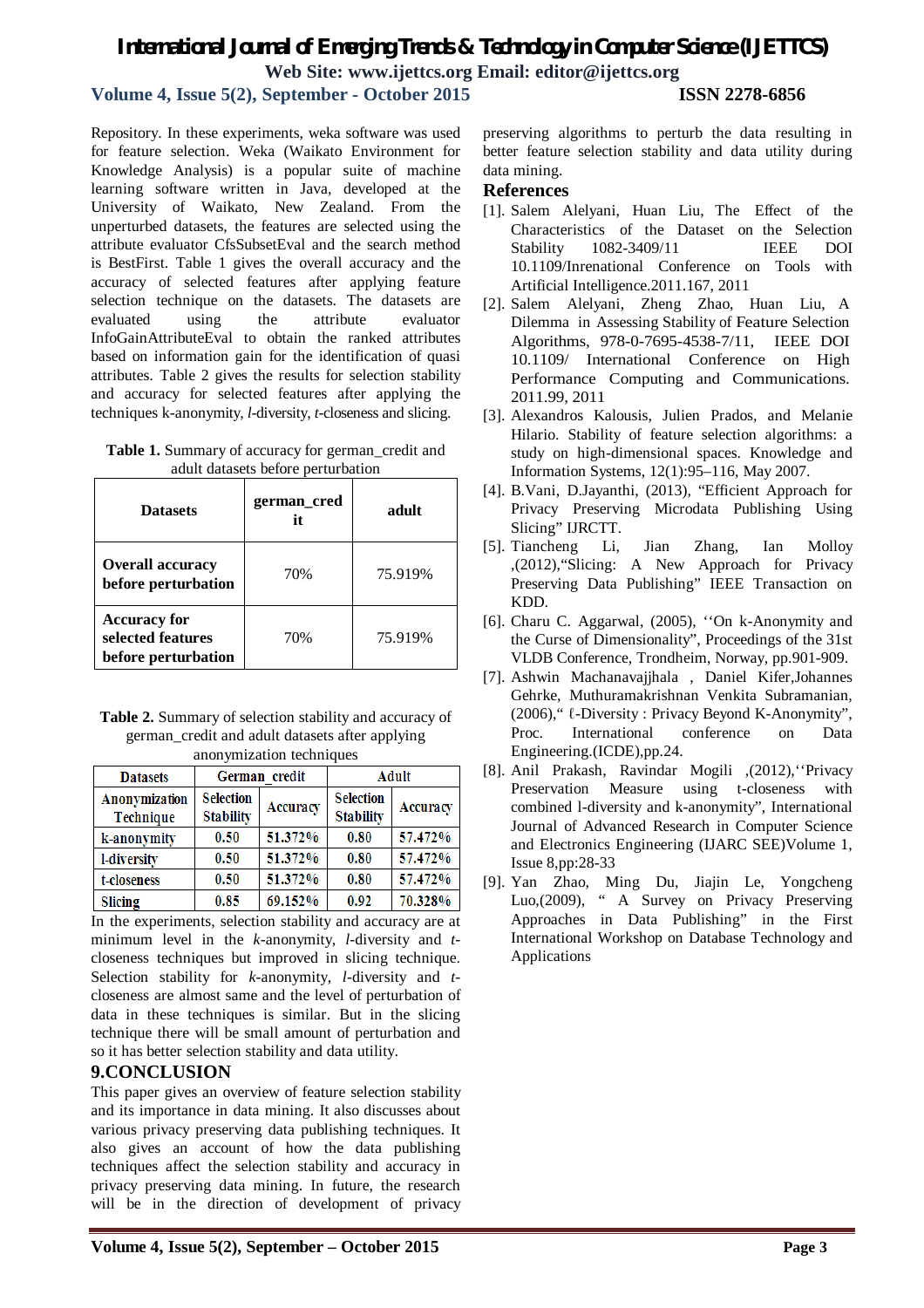Repository. In these experiments, weka software was used for feature selection. Weka (Waikato Environment for Knowledge Analysis) is a popular suite of machine learning software written in Java, developed at the University of Waikato, New Zealand. From the unperturbed datasets, the features are selected using the attribute evaluator CfsSubsetEval and the search method is BestFirst. Table 1 gives the overall accuracy and the accuracy of selected features after applying feature selection technique on the datasets. The datasets are evaluated using the attribute evaluator InfoGainAttributeEval to obtain the ranked attributes based on information gain for the identification of quasi attributes. Table 2 gives the results for selection stability and accuracy for selected features after applying the techniques k-anonymity, *l*-diversity, *t*-closeness and slicing.

**Table 1.** Summary of accuracy for german_credit and adult datasets before perturbation

| **Datasets** | **german_credit** | **adult** |
|---|---|---|
| **Overall accuracy before perturbation** | 70% | 75.919% |
| **Accuracy for selected features before perturbation** | 70% | 75.919% |

**Table 2.** Summary of selection stability and accuracy of german_credit and adult datasets after applying anonymization techniques

| Datasets | German_credit | | Adult | |
|---|---|---|---|---|
| Anonymization Technique | Selection Stability | Accuracy | Selection Stability | Accuracy |
| k-anonymity | 0.50 | 51.372% | 0.80 | 57.472% |
| l-diversity | 0.50 | 51.372% | 0.80 | 57.472% |
| t-closeness | 0.50 | 51.372% | 0.80 | 57.472% |
| Slicing | 0.85 | 69.152% | 0.92 | 70.328% |

In the experiments, selection stability and accuracy are at minimum level in the *k*-anonymity, *l*-diversity and *t*-closeness techniques but improved in slicing technique. Selection stability for *k*-anonymity, *l*-diversity and *t*-closeness are almost same and the level of perturbation of data in these techniques is similar. But in the slicing technique there will be small amount of perturbation and so it has better selection stability and data utility.

## 9.CONCLUSION

This paper gives an overview of feature selection stability and its importance in data mining. It also discusses about various privacy preserving data publishing techniques. It also gives an account of how the data publishing techniques affect the selection stability and accuracy in privacy preserving data mining. In future, the research will be in the direction of development of privacy preserving algorithms to perturb the data resulting in better feature selection stability and data utility during data mining.

## References

[1]. Salem Alelyani, Huan Liu, The Effect of the Characteristics of the Dataset on the Selection Stability 1082-3409/11 IEEE DOI 10.1109/Inrenational Conference on Tools with Artificial Intelligence.2011.167, 2011

[2]. Salem Alelyani, Zheng Zhao, Huan Liu, A Dilemma in Assessing Stability of Feature Selection Algorithms, 978-0-7695-4538-7/11, IEEE DOI 10.1109/ International Conference on High Performance Computing and Communications. 2011.99, 2011

[3]. Alexandros Kalousis, Julien Prados, and Melanie Hilario. Stability of feature selection algorithms: a study on high-dimensional spaces. Knowledge and Information Systems, 12(1):95–116, May 2007.

[4]. B.Vani, D.Jayanthi, (2013), "Efficient Approach for Privacy Preserving Microdata Publishing Using Slicing" IJRCTT.

[5]. Tiancheng Li, Jian Zhang, Ian Molloy ,(2012),"Slicing: A New Approach for Privacy Preserving Data Publishing" IEEE Transaction on KDD.

[6]. Charu C. Aggarwal, (2005), ''On k-Anonymity and the Curse of Dimensionality", Proceedings of the 31st VLDB Conference, Trondheim, Norway, pp.901-909.

[7]. Ashwin Machanavajjhala , Daniel Kifer,Johannes Gehrke, Muthuramakrishnan Venkita Subramanian, (2006)," ℓ-Diversity : Privacy Beyond K-Anonymity", Proc. International conference on Data Engineering.(ICDE),pp.24.

[8]. Anil Prakash, Ravindar Mogili ,(2012),''Privacy Preservation Measure using t-closeness with combined l-diversity and k-anonymity", International Journal of Advanced Research in Computer Science and Electronics Engineering (IJARC SEE)Volume 1, Issue 8,pp:28-33

[9]. Yan Zhao, Ming Du, Jiajin Le, Yongcheng Luo,(2009), " A Survey on Privacy Preserving Approaches in Data Publishing" in the First International Workshop on Database Technology and Applications